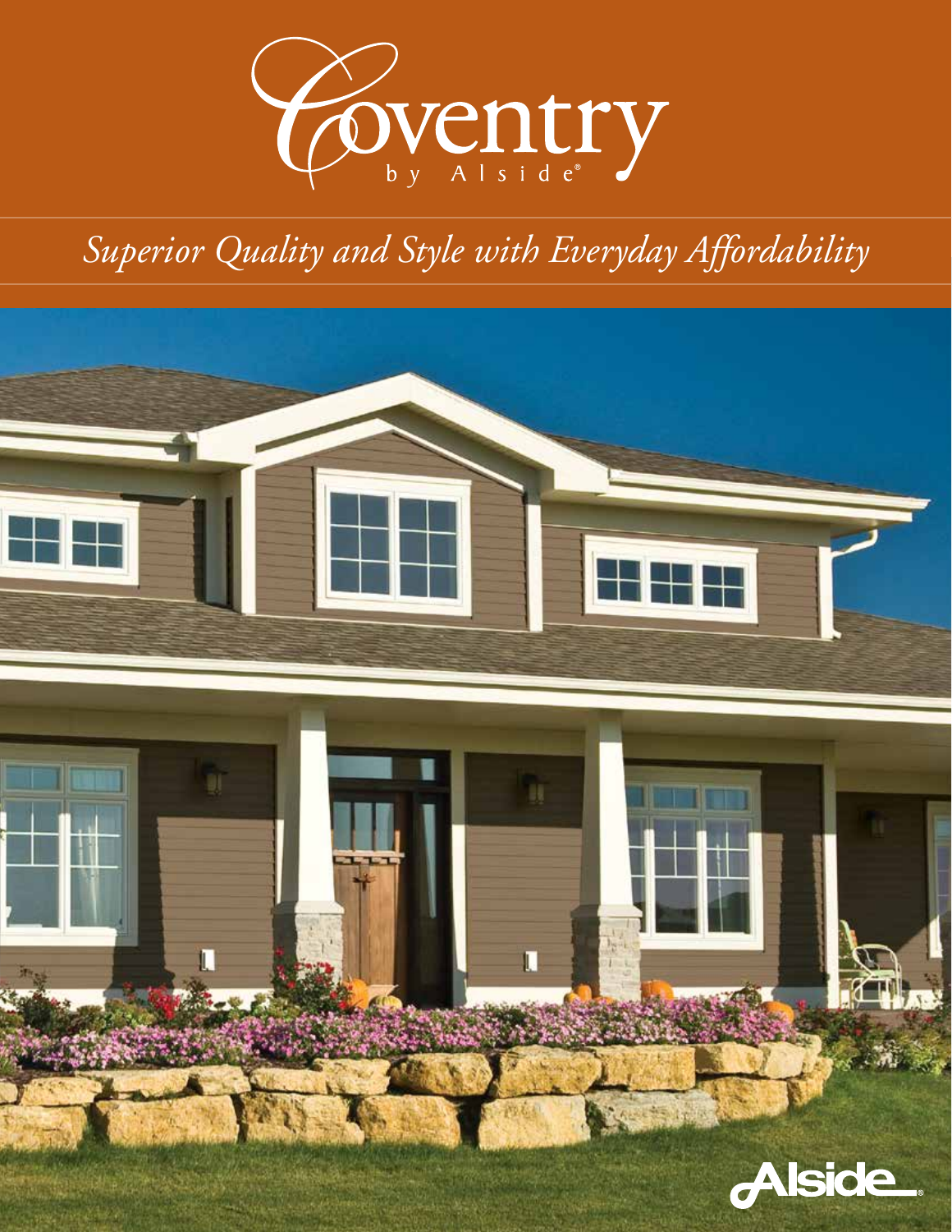# Coventry

by Alside®

*Superior Quality and Style with Everyday Affordability*

Alside®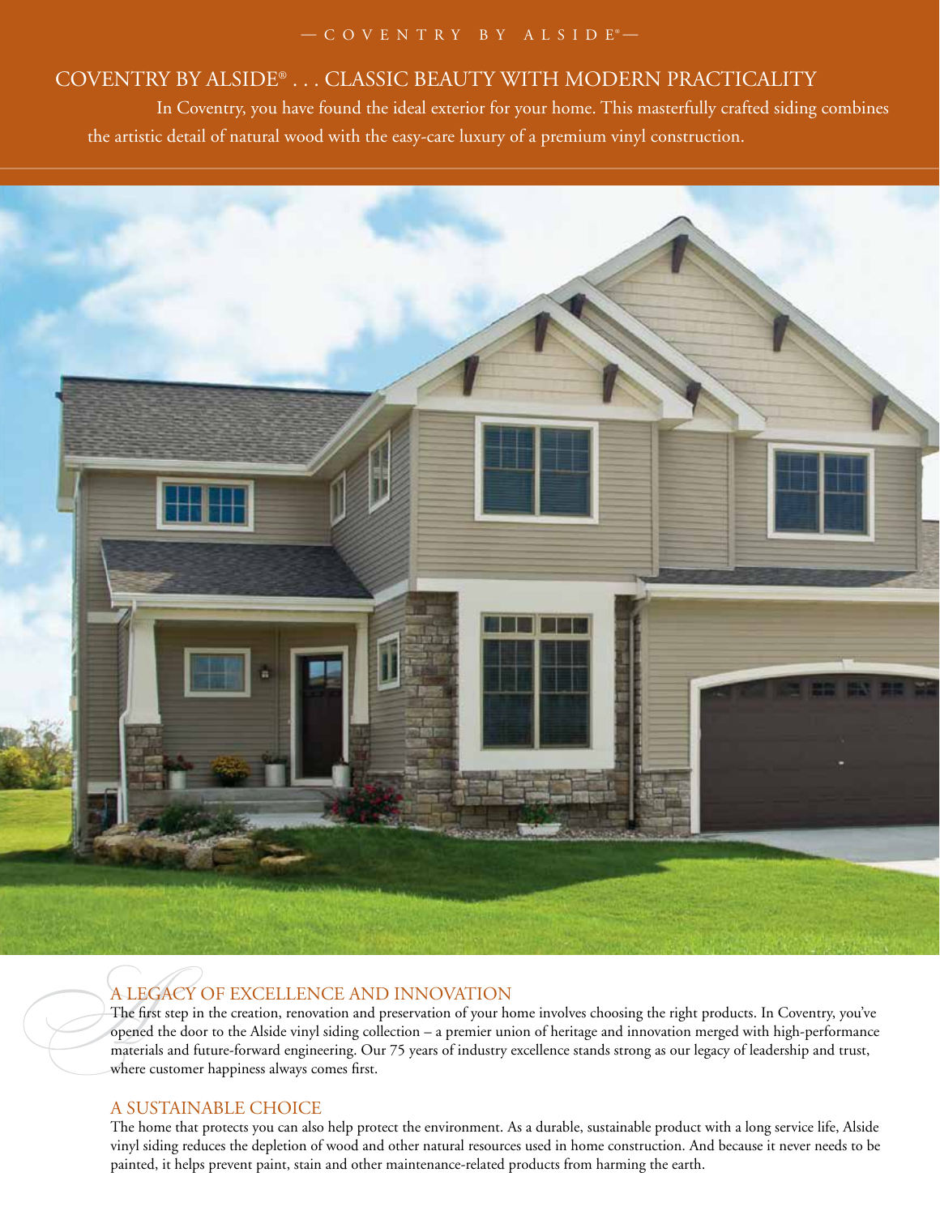— COVENTRY BY ALSIDE® —

# COVENTRY BY ALSIDE® . . . CLASSIC BEAUTY WITH MODERN PRACTICALITY

In Coventry, you have found the ideal exterior for your home. This masterfully crafted siding combines the artistic detail of natural wood with the easy-care luxury of a premium vinyl construction.

## A LEGACY OF EXCELLENCE AND INNOVATION

The first step in the creation, renovation and preservation of your home involves choosing the right products. In Coventry, you've opened the door to the Alside vinyl siding collection – a premier union of heritage and innovation merged with high-performance materials and future-forward engineering. Our 75 years of industry excellence stands strong as our legacy of leadership and trust, where customer happiness always comes first.

## A SUSTAINABLE CHOICE

The home that protects you can also help protect the environment. As a durable, sustainable product with a long service life, Alside vinyl siding reduces the depletion of wood and other natural resources used in home construction. And because it never needs to be painted, it helps prevent paint, stain and other maintenance-related products from harming the earth.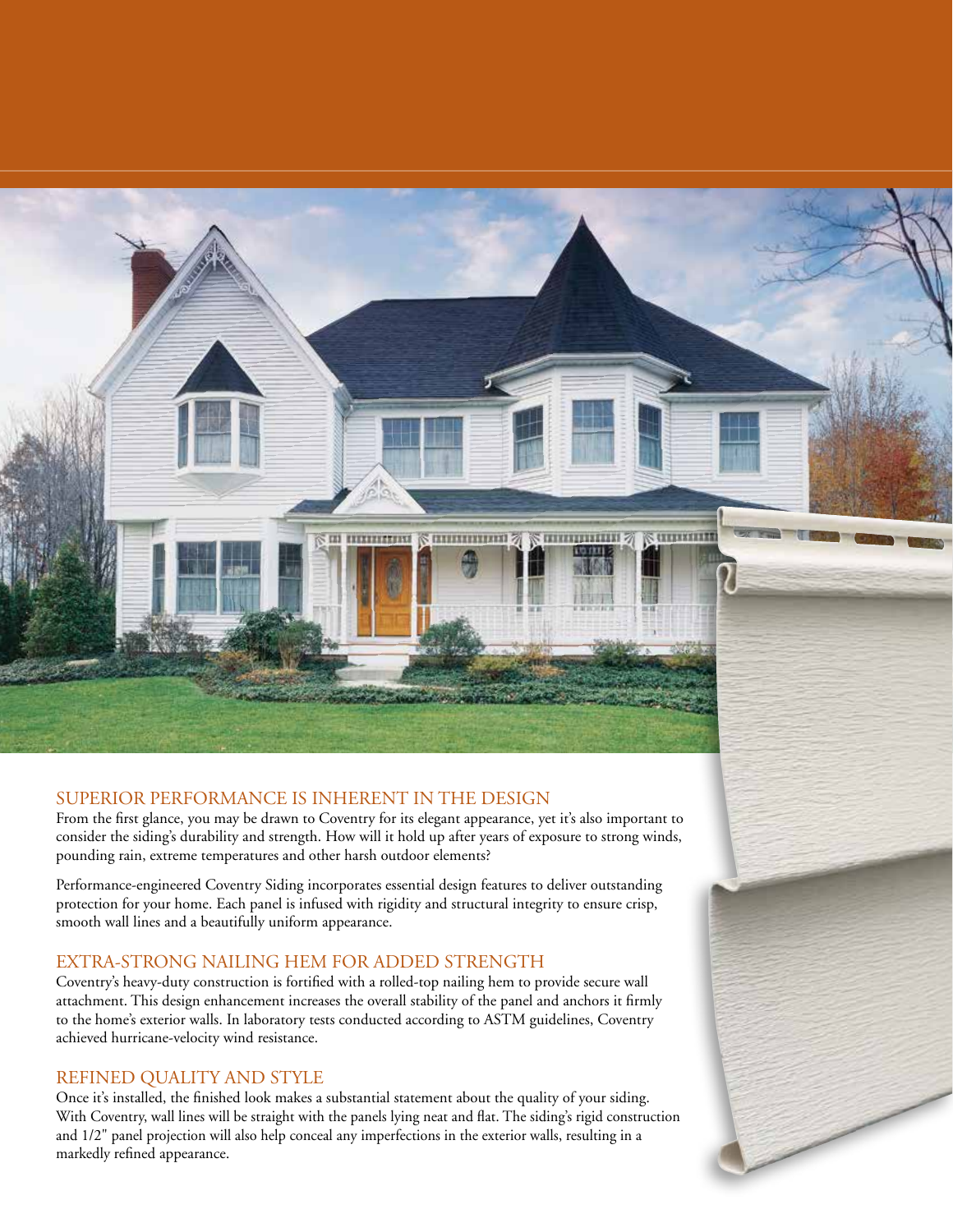## SUPERIOR PERFORMANCE IS INHERENT IN THE DESIGN

From the first glance, you may be drawn to Coventry for its elegant appearance, yet it's also important to consider the siding's durability and strength. How will it hold up after years of exposure to strong winds, pounding rain, extreme temperatures and other harsh outdoor elements?

Performance-engineered Coventry Siding incorporates essential design features to deliver outstanding protection for your home. Each panel is infused with rigidity and structural integrity to ensure crisp, smooth wall lines and a beautifully uniform appearance.

## EXTRA-STRONG NAILING HEM FOR ADDED STRENGTH

Coventry's heavy-duty construction is fortified with a rolled-top nailing hem to provide secure wall attachment. This design enhancement increases the overall stability of the panel and anchors it firmly to the home's exterior walls. In laboratory tests conducted according to ASTM guidelines, Coventry achieved hurricane-velocity wind resistance.

## REFINED QUALITY AND STYLE

Once it's installed, the finished look makes a substantial statement about the quality of your siding. With Coventry, wall lines will be straight with the panels lying neat and flat. The siding's rigid construction and 1/2" panel projection will also help conceal any imperfections in the exterior walls, resulting in a markedly refined appearance.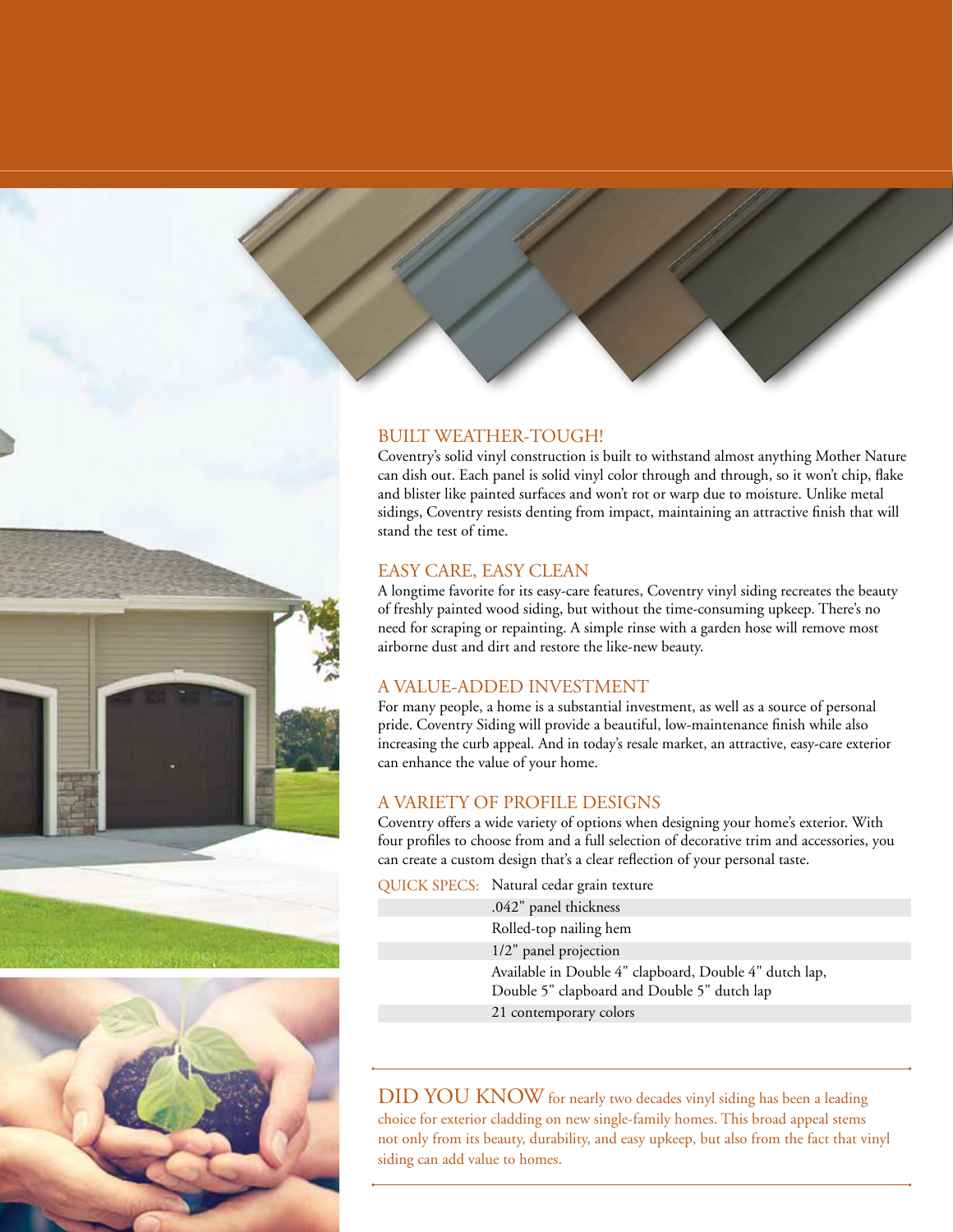## BUILT WEATHER-TOUGH!

Coventry's solid vinyl construction is built to withstand almost anything Mother Nature can dish out. Each panel is solid vinyl color through and through, so it won't chip, flake and blister like painted surfaces and won't rot or warp due to moisture. Unlike metal sidings, Coventry resists denting from impact, maintaining an attractive finish that will stand the test of time.

## EASY CARE, EASY CLEAN

A longtime favorite for its easy-care features, Coventry vinyl siding recreates the beauty of freshly painted wood siding, but without the time-consuming upkeep. There's no need for scraping or repainting. A simple rinse with a garden hose will remove most airborne dust and dirt and restore the like-new beauty.

## A VALUE-ADDED INVESTMENT

For many people, a home is a substantial investment, as well as a source of personal pride. Coventry Siding will provide a beautiful, low-maintenance finish while also increasing the curb appeal. And in today's resale market, an attractive, easy-care exterior can enhance the value of your home.

## A VARIETY OF PROFILE DESIGNS

Coventry offers a wide variety of options when designing your home's exterior. With four profiles to choose from and a full selection of decorative trim and accessories, you can create a custom design that's a clear reflection of your personal taste.

| QUICK SPECS: | Natural cedar grain texture |
|---|---|
| | .042" panel thickness |
| | Rolled-top nailing hem |
| | 1/2" panel projection |
| | Available in Double 4" clapboard, Double 4" dutch lap, Double 5" clapboard and Double 5" dutch lap |
| | 21 contemporary colors |

DID YOU KNOW for nearly two decades vinyl siding has been a leading choice for exterior cladding on new single-family homes. This broad appeal stems not only from its beauty, durability, and easy upkeep, but also from the fact that vinyl siding can add value to homes.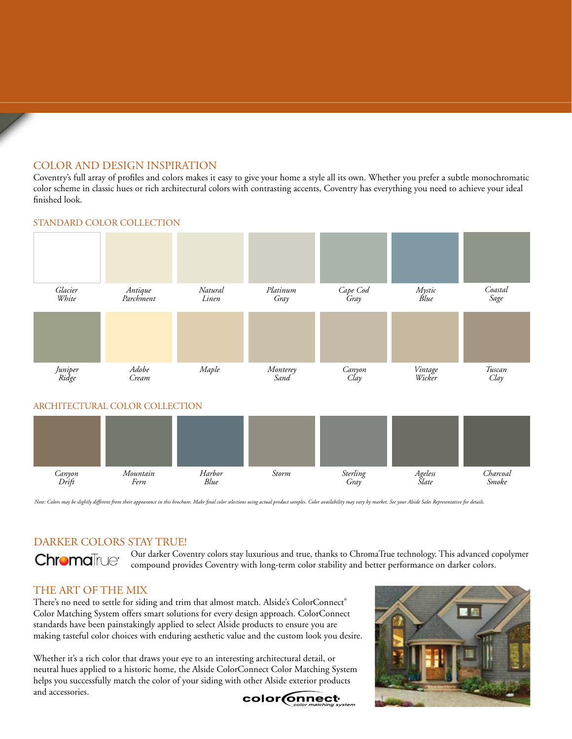## COLOR AND DESIGN INSPIRATION

Coventry's full array of profiles and colors makes it easy to give your home a style all its own. Whether you prefer a subtle monochromatic color scheme in classic hues or rich architectural colors with contrasting accents, Coventry has everything you need to achieve your ideal finished look.

### STANDARD COLOR COLLECTION

| | | | | | | |
|---|---|---|---|---|---|---|
| *Glacier White* | *Antique Parchment* | *Natural Linen* | *Platinum Gray* | *Cape Cod Gray* | *Mystic Blue* | *Coastal Sage* |
| *Juniper Ridge* | *Adobe Cream* | *Maple* | *Monterey Sand* | *Canyon Clay* | *Vintage Wicker* | *Tuscan Clay* |

### ARCHITECTURAL COLOR COLLECTION

| | | | | | | |
|---|---|---|---|---|---|---|
| *Canyon Drift* | *Mountain Fern* | *Harbor Blue* | *Storm* | *Sterling Gray* | *Ageless Slate* | *Charcoal Smoke* |

*Note: Colors may be slightly different from their appearance in this brochure. Make final color selections using actual product samples. Color availability may vary by market. See your Alside Sales Representative for details.*

## DARKER COLORS STAY TRUE!

ChromaTrue®

Our darker Coventry colors stay luxurious and true, thanks to ChromaTrue technology. This advanced copolymer compound provides Coventry with long-term color stability and better performance on darker colors.

## THE ART OF THE MIX

There's no need to settle for siding and trim that almost match. Alside's ColorConnect® Color Matching System offers smart solutions for every design approach. ColorConnect standards have been painstakingly applied to select Alside products to ensure you are making tasteful color choices with enduring aesthetic value and the custom look you desire.

Whether it's a rich color that draws your eye to an interesting architectural detail, or neutral hues applied to a historic home, the Alside ColorConnect Color Matching System helps you successfully match the color of your siding with other Alside exterior products and accessories.

colorconnect® color matching system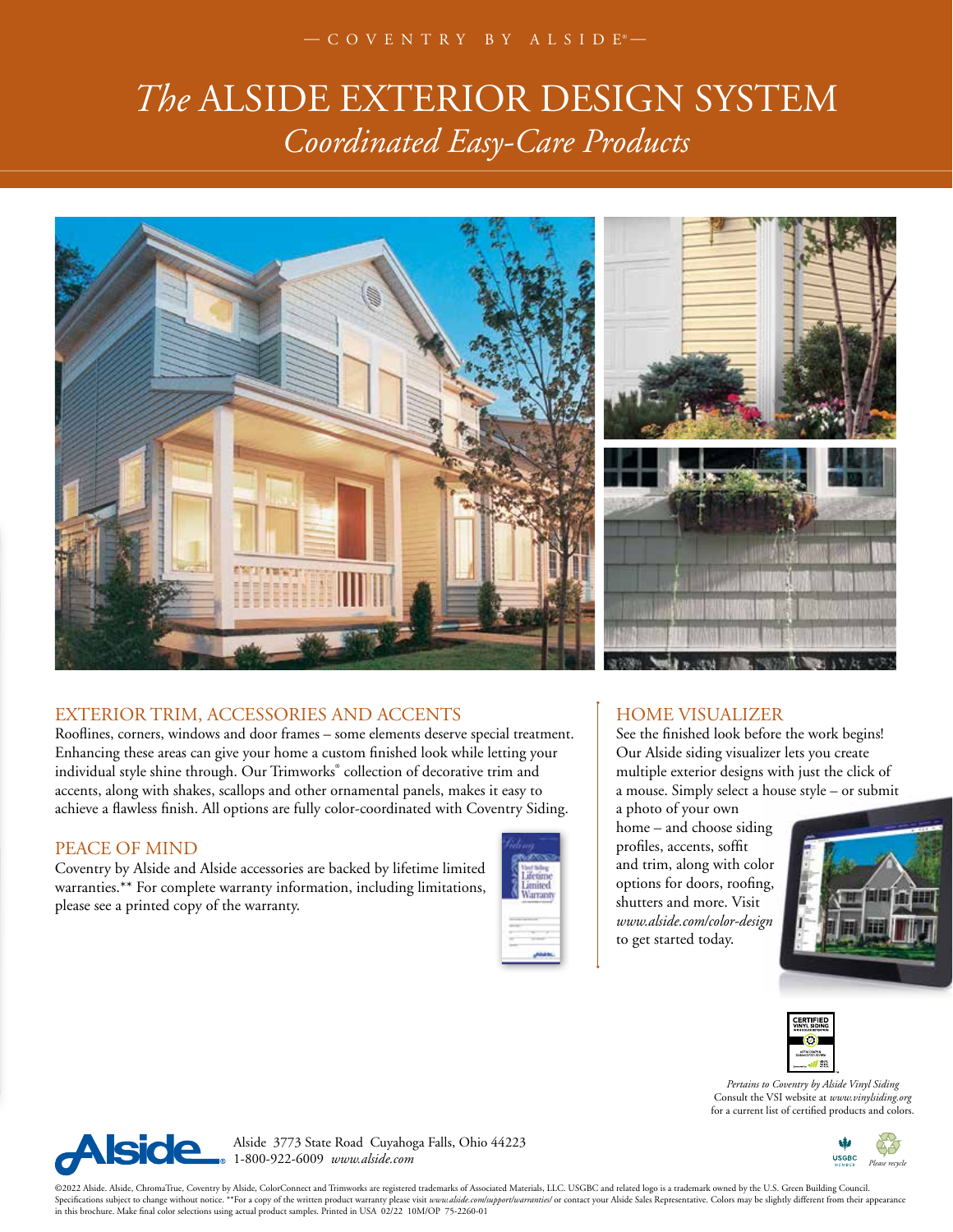— COVENTRY BY ALSIDE® —

# *The* ALSIDE EXTERIOR DESIGN SYSTEM

## *Coordinated Easy-Care Products*

### EXTERIOR TRIM, ACCESSORIES AND ACCENTS

Rooflines, corners, windows and door frames – some elements deserve special treatment. Enhancing these areas can give your home a custom finished look while letting your individual style shine through. Our Trimworks® collection of decorative trim and accents, along with shakes, scallops and other ornamental panels, makes it easy to achieve a flawless finish. All options are fully color-coordinated with Coventry Siding.

### PEACE OF MIND

Coventry by Alside and Alside accessories are backed by lifetime limited warranties.** For complete warranty information, including limitations, please see a printed copy of the warranty.

### HOME VISUALIZER

See the finished look before the work begins! Our Alside siding visualizer lets you create multiple exterior designs with just the click of a mouse. Simply select a house style – or submit a photo of your own home – and choose siding profiles, accents, soffit and trim, along with color options for doors, roofing, shutters and more. Visit *www.alside.com/color-design* to get started today.

*Pertains to Coventry by Alside Vinyl Siding*
Consult the VSI website at *www.vinylsiding.org* for a current list of certified products and colors.

Alside 3773 State Road Cuyahoga Falls, Ohio 44223
1-800-922-6009 *www.alside.com*

*Please recycle*

©2022 Alside. Alside, ChromaTrue, Coventry by Alside, ColorConnect and Trimworks are registered trademarks of Associated Materials, LLC. USGBC and related logo is a trademark owned by the U.S. Green Building Council. Specifications subject to change without notice. **For a copy of the written product warranty please visit *www.alside.com/support/warranties/* or contact your Alside Sales Representative. Colors may be slightly different from their appearance in this brochure. Make final color selections using actual product samples. Printed in USA 02/22 10M/OP 75-2260-01